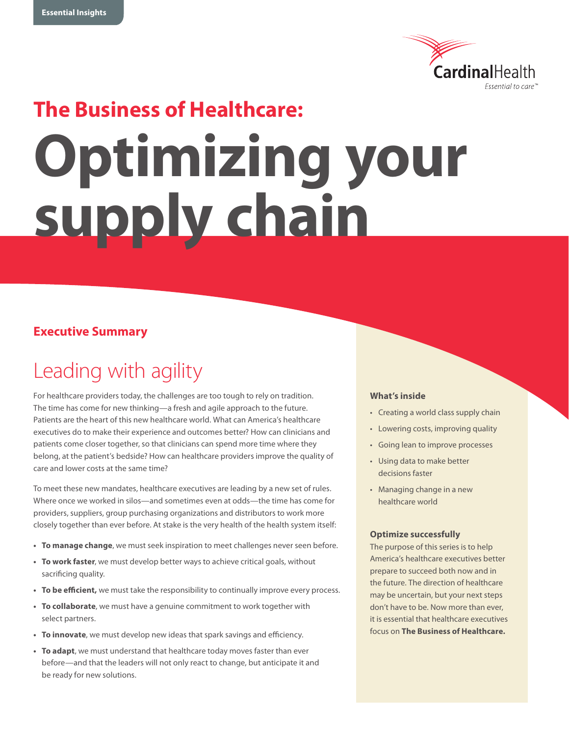Essential Insights

CardinalHealth
Essential to care™

## The Business of Healthcare:

# Optimizing your supply chain

### Executive Summary

## Leading with agility

For healthcare providers today, the challenges are too tough to rely on tradition. The time has come for new thinking—a fresh and agile approach to the future. Patients are the heart of this new healthcare world. What can America's healthcare executives do to make their experience and outcomes better? How can clinicians and patients come closer together, so that clinicians can spend more time where they belong, at the patient's bedside? How can healthcare providers improve the quality of care and lower costs at the same time?

To meet these new mandates, healthcare executives are leading by a new set of rules. Where once we worked in silos—and sometimes even at odds—the time has come for providers, suppliers, group purchasing organizations and distributors to work more closely together than ever before. At stake is the very health of the health system itself:

- **To manage change**, we must seek inspiration to meet challenges never seen before.
- **To work faster**, we must develop better ways to achieve critical goals, without sacrificing quality.
- **To be efficient,** we must take the responsibility to continually improve every process.
- **To collaborate**, we must have a genuine commitment to work together with select partners.
- **To innovate**, we must develop new ideas that spark savings and efficiency.
- **To adapt**, we must understand that healthcare today moves faster than ever before—and that the leaders will not only react to change, but anticipate it and be ready for new solutions.

#### What's inside

- Creating a world class supply chain
- Lowering costs, improving quality
- Going lean to improve processes
- Using data to make better decisions faster
- Managing change in a new healthcare world

#### Optimize successfully

The purpose of this series is to help America's healthcare executives better prepare to succeed both now and in the future. The direction of healthcare may be uncertain, but your next steps don't have to be. Now more than ever, it is essential that healthcare executives focus on **The Business of Healthcare.**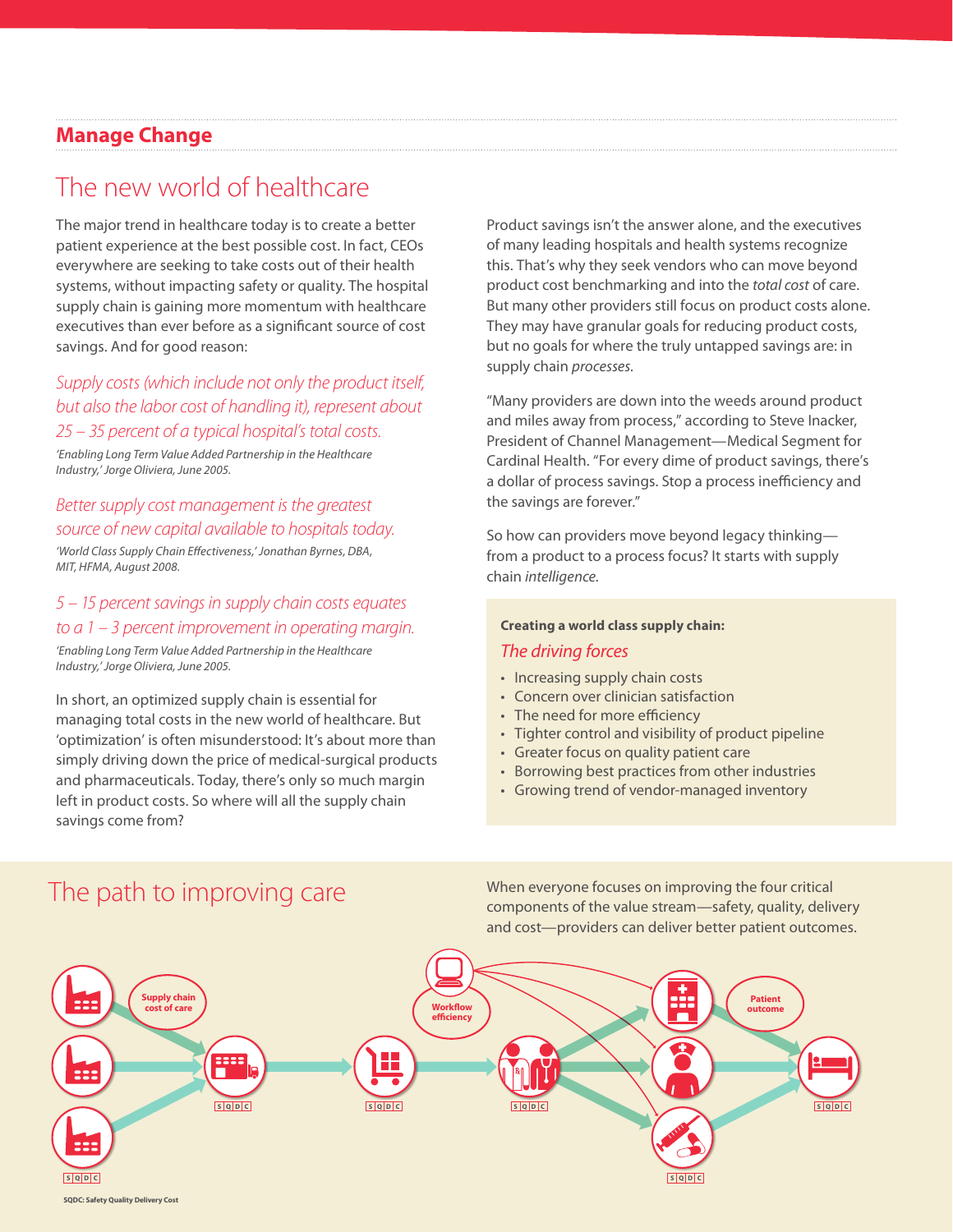## Manage Change

# The new world of healthcare

The major trend in healthcare today is to create a better patient experience at the best possible cost. In fact, CEOs everywhere are seeking to take costs out of their health systems, without impacting safety or quality. The hospital supply chain is gaining more momentum with healthcare executives than ever before as a significant source of cost savings. And for good reason:

*Supply costs (which include not only the product itself, but also the labor cost of handling it), represent about 25 – 35 percent of a typical hospital's total costs.*

*'Enabling Long Term Value Added Partnership in the Healthcare Industry,' Jorge Oliviera, June 2005.*

*Better supply cost management is the greatest source of new capital available to hospitals today.*

*'World Class Supply Chain Effectiveness,' Jonathan Byrnes, DBA, MIT, HFMA, August 2008.*

*5 – 15 percent savings in supply chain costs equates to a 1 – 3 percent improvement in operating margin.*

*'Enabling Long Term Value Added Partnership in the Healthcare Industry,' Jorge Oliviera, June 2005.*

In short, an optimized supply chain is essential for managing total costs in the new world of healthcare. But 'optimization' is often misunderstood: It's about more than simply driving down the price of medical-surgical products and pharmaceuticals. Today, there's only so much margin left in product costs. So where will all the supply chain savings come from?

Product savings isn't the answer alone, and the executives of many leading hospitals and health systems recognize this. That's why they seek vendors who can move beyond product cost benchmarking and into the *total cost* of care. But many other providers still focus on product costs alone. They may have granular goals for reducing product costs, but no goals for where the truly untapped savings are: in supply chain *processes.*

"Many providers are down into the weeds around product and miles away from process," according to Steve Inacker, President of Channel Management—Medical Segment for Cardinal Health. "For every dime of product savings, there's a dollar of process savings. Stop a process inefficiency and the savings are forever."

So how can providers move beyond legacy thinking—from a product to a process focus? It starts with supply chain *intelligence.*

**Creating a world class supply chain:**

*The driving forces*

- Increasing supply chain costs
- Concern over clinician satisfaction
- The need for more efficiency
- Tighter control and visibility of product pipeline
- Greater focus on quality patient care
- Borrowing best practices from other industries
- Growing trend of vendor-managed inventory

# The path to improving care

When everyone focuses on improving the four critical components of the value stream—safety, quality, delivery and cost—providers can deliver better patient outcomes.

Supply chain cost of care

Workflow efficiency

Patient outcome

S Q D C

SQDC: Safety Quality Delivery Cost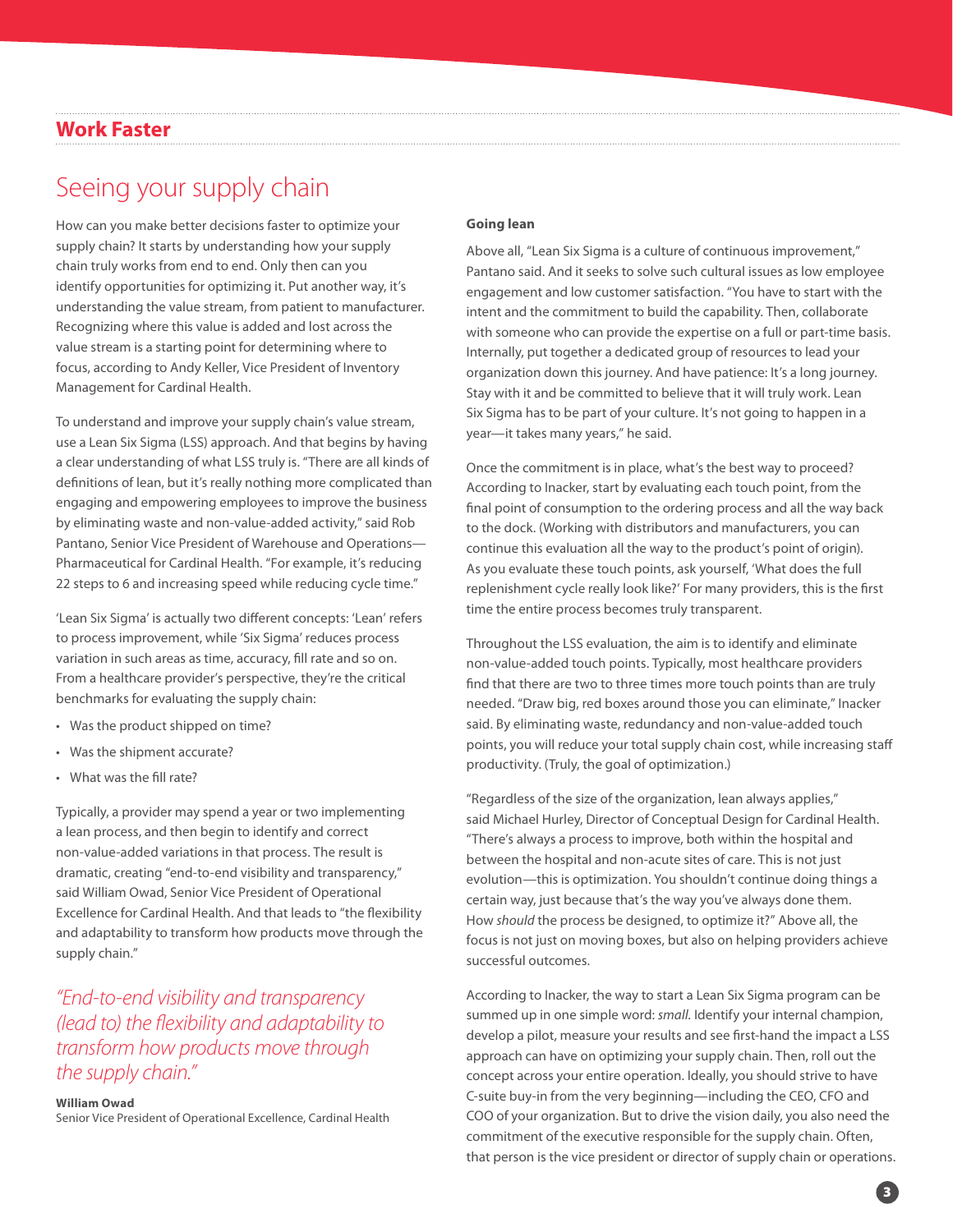## Work Faster

# Seeing your supply chain

How can you make better decisions faster to optimize your supply chain? It starts by understanding how your supply chain truly works from end to end. Only then can you identify opportunities for optimizing it. Put another way, it's understanding the value stream, from patient to manufacturer. Recognizing where this value is added and lost across the value stream is a starting point for determining where to focus, according to Andy Keller, Vice President of Inventory Management for Cardinal Health.

To understand and improve your supply chain's value stream, use a Lean Six Sigma (LSS) approach. And that begins by having a clear understanding of what LSS truly is. "There are all kinds of definitions of lean, but it's really nothing more complicated than engaging and empowering employees to improve the business by eliminating waste and non-value-added activity," said Rob Pantano, Senior Vice President of Warehouse and Operations—Pharmaceutical for Cardinal Health. "For example, it's reducing 22 steps to 6 and increasing speed while reducing cycle time."

'Lean Six Sigma' is actually two different concepts: 'Lean' refers to process improvement, while 'Six Sigma' reduces process variation in such areas as time, accuracy, fill rate and so on. From a healthcare provider's perspective, they're the critical benchmarks for evaluating the supply chain:

- Was the product shipped on time?
- Was the shipment accurate?
- What was the fill rate?

Typically, a provider may spend a year or two implementing a lean process, and then begin to identify and correct non-value-added variations in that process. The result is dramatic, creating "end-to-end visibility and transparency," said William Owad, Senior Vice President of Operational Excellence for Cardinal Health. And that leads to "the flexibility and adaptability to transform how products move through the supply chain."

> *"End-to-end visibility and transparency (lead to) the flexibility and adaptability to transform how products move through the supply chain."*
>
> **William Owad**
> Senior Vice President of Operational Excellence, Cardinal Health

**Going lean**

Above all, "Lean Six Sigma is a culture of continuous improvement," Pantano said. And it seeks to solve such cultural issues as low employee engagement and low customer satisfaction. "You have to start with the intent and the commitment to build the capability. Then, collaborate with someone who can provide the expertise on a full or part-time basis. Internally, put together a dedicated group of resources to lead your organization down this journey. And have patience: It's a long journey. Stay with it and be committed to believe that it will truly work. Lean Six Sigma has to be part of your culture. It's not going to happen in a year—it takes many years," he said.

Once the commitment is in place, what's the best way to proceed? According to Inacker, start by evaluating each touch point, from the final point of consumption to the ordering process and all the way back to the dock. (Working with distributors and manufacturers, you can continue this evaluation all the way to the product's point of origin). As you evaluate these touch points, ask yourself, 'What does the full replenishment cycle really look like?' For many providers, this is the first time the entire process becomes truly transparent.

Throughout the LSS evaluation, the aim is to identify and eliminate non-value-added touch points. Typically, most healthcare providers find that there are two to three times more touch points than are truly needed. "Draw big, red boxes around those you can eliminate," Inacker said. By eliminating waste, redundancy and non-value-added touch points, you will reduce your total supply chain cost, while increasing staff productivity. (Truly, the goal of optimization.)

"Regardless of the size of the organization, lean always applies," said Michael Hurley, Director of Conceptual Design for Cardinal Health. "There's always a process to improve, both within the hospital and between the hospital and non-acute sites of care. This is not just evolution—this is optimization. You shouldn't continue doing things a certain way, just because that's the way you've always done them. How *should* the process be designed, to optimize it?" Above all, the focus is not just on moving boxes, but also on helping providers achieve successful outcomes.

According to Inacker, the way to start a Lean Six Sigma program can be summed up in one simple word: *small*. Identify your internal champion, develop a pilot, measure your results and see first-hand the impact a LSS approach can have on optimizing your supply chain. Then, roll out the concept across your entire operation. Ideally, you should strive to have C-suite buy-in from the very beginning—including the CEO, CFO and COO of your organization. But to drive the vision daily, you also need the commitment of the executive responsible for the supply chain. Often, that person is the vice president or director of supply chain or operations.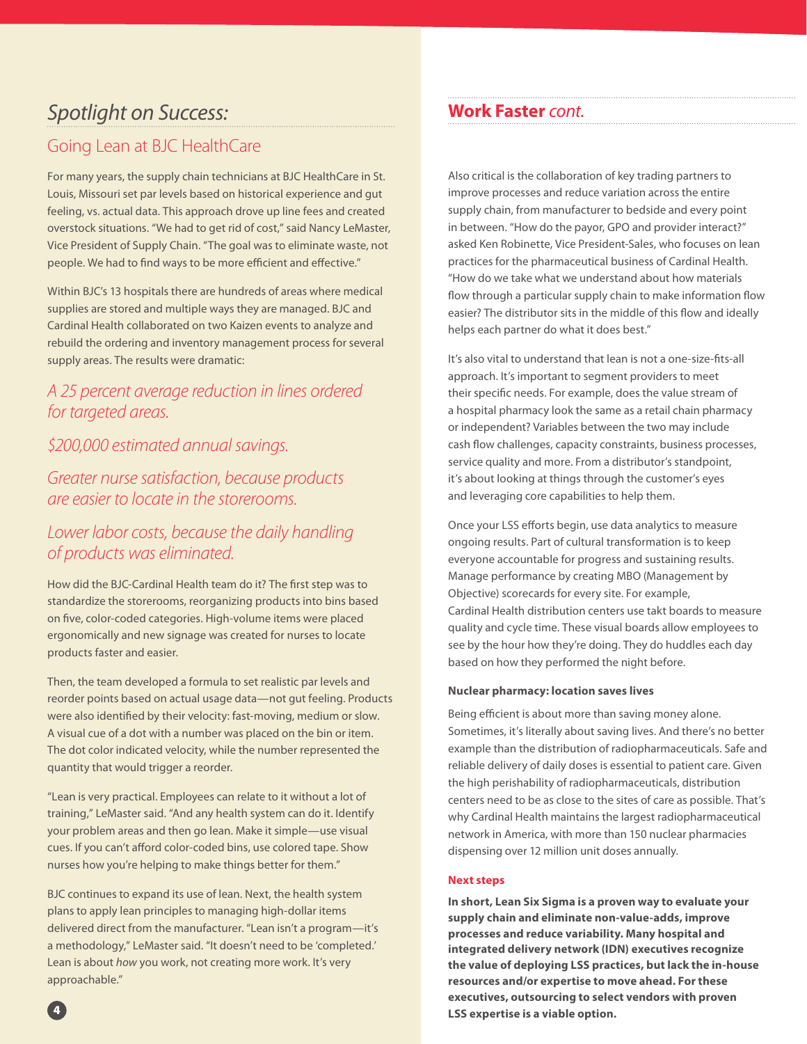## *Spotlight on Success:*

### Going Lean at BJC HealthCare

For many years, the supply chain technicians at BJC HealthCare in St. Louis, Missouri set par levels based on historical experience and gut feeling, vs. actual data. This approach drove up line fees and created overstock situations. "We had to get rid of cost," said Nancy LeMaster, Vice President of Supply Chain. "The goal was to eliminate waste, not people. We had to find ways to be more efficient and effective."

Within BJC's 13 hospitals there are hundreds of areas where medical supplies are stored and multiple ways they are managed. BJC and Cardinal Health collaborated on two Kaizen events to analyze and rebuild the ordering and inventory management process for several supply areas. The results were dramatic:

*A 25 percent average reduction in lines ordered for targeted areas.*

*$200,000 estimated annual savings.*

*Greater nurse satisfaction, because products are easier to locate in the storerooms.*

*Lower labor costs, because the daily handling of products was eliminated.*

How did the BJC-Cardinal Health team do it? The first step was to standardize the storerooms, reorganizing products into bins based on five, color-coded categories. High-volume items were placed ergonomically and new signage was created for nurses to locate products faster and easier.

Then, the team developed a formula to set realistic par levels and reorder points based on actual usage data—not gut feeling. Products were also identified by their velocity: fast-moving, medium or slow. A visual cue of a dot with a number was placed on the bin or item. The dot color indicated velocity, while the number represented the quantity that would trigger a reorder.

"Lean is very practical. Employees can relate to it without a lot of training," LeMaster said. "And any health system can do it. Identify your problem areas and then go lean. Make it simple—use visual cues. If you can't afford color-coded bins, use colored tape. Show nurses how you're helping to make things better for them."

BJC continues to expand its use of lean. Next, the health system plans to apply lean principles to managing high-dollar items delivered direct from the manufacturer. "Lean isn't a program—it's a methodology," LeMaster said. "It doesn't need to be 'completed.' Lean is about *how* you work, not creating more work. It's very approachable."

## Work Faster *cont.*

Also critical is the collaboration of key trading partners to improve processes and reduce variation across the entire supply chain, from manufacturer to bedside and every point in between. "How do the payor, GPO and provider interact?" asked Ken Robinette, Vice President-Sales, who focuses on lean practices for the pharmaceutical business of Cardinal Health. "How do we take what we understand about how materials flow through a particular supply chain to make information flow easier? The distributor sits in the middle of this flow and ideally helps each partner do what it does best."

It's also vital to understand that lean is not a one-size-fits-all approach. It's important to segment providers to meet their specific needs. For example, does the value stream of a hospital pharmacy look the same as a retail chain pharmacy or independent? Variables between the two may include cash flow challenges, capacity constraints, business processes, service quality and more. From a distributor's standpoint, it's about looking at things through the customer's eyes and leveraging core capabilities to help them.

Once your LSS efforts begin, use data analytics to measure ongoing results. Part of cultural transformation is to keep everyone accountable for progress and sustaining results. Manage performance by creating MBO (Management by Objective) scorecards for every site. For example, Cardinal Health distribution centers use takt boards to measure quality and cycle time. These visual boards allow employees to see by the hour how they're doing. They do huddles each day based on how they performed the night before.

### Nuclear pharmacy: location saves lives

Being efficient is about more than saving money alone. Sometimes, it's literally about saving lives. And there's no better example than the distribution of radiopharmaceuticals. Safe and reliable delivery of daily doses is essential to patient care. Given the high perishability of radiopharmaceuticals, distribution centers need to be as close to the sites of care as possible. That's why Cardinal Health maintains the largest radiopharmaceutical network in America, with more than 150 nuclear pharmacies dispensing over 12 million unit doses annually.

### Next steps

**In short, Lean Six Sigma is a proven way to evaluate your supply chain and eliminate non-value-adds, improve processes and reduce variability. Many hospital and integrated delivery network (IDN) executives recognize the value of deploying LSS practices, but lack the in-house resources and/or expertise to move ahead. For these executives, outsourcing to select vendors with proven LSS expertise is a viable option.**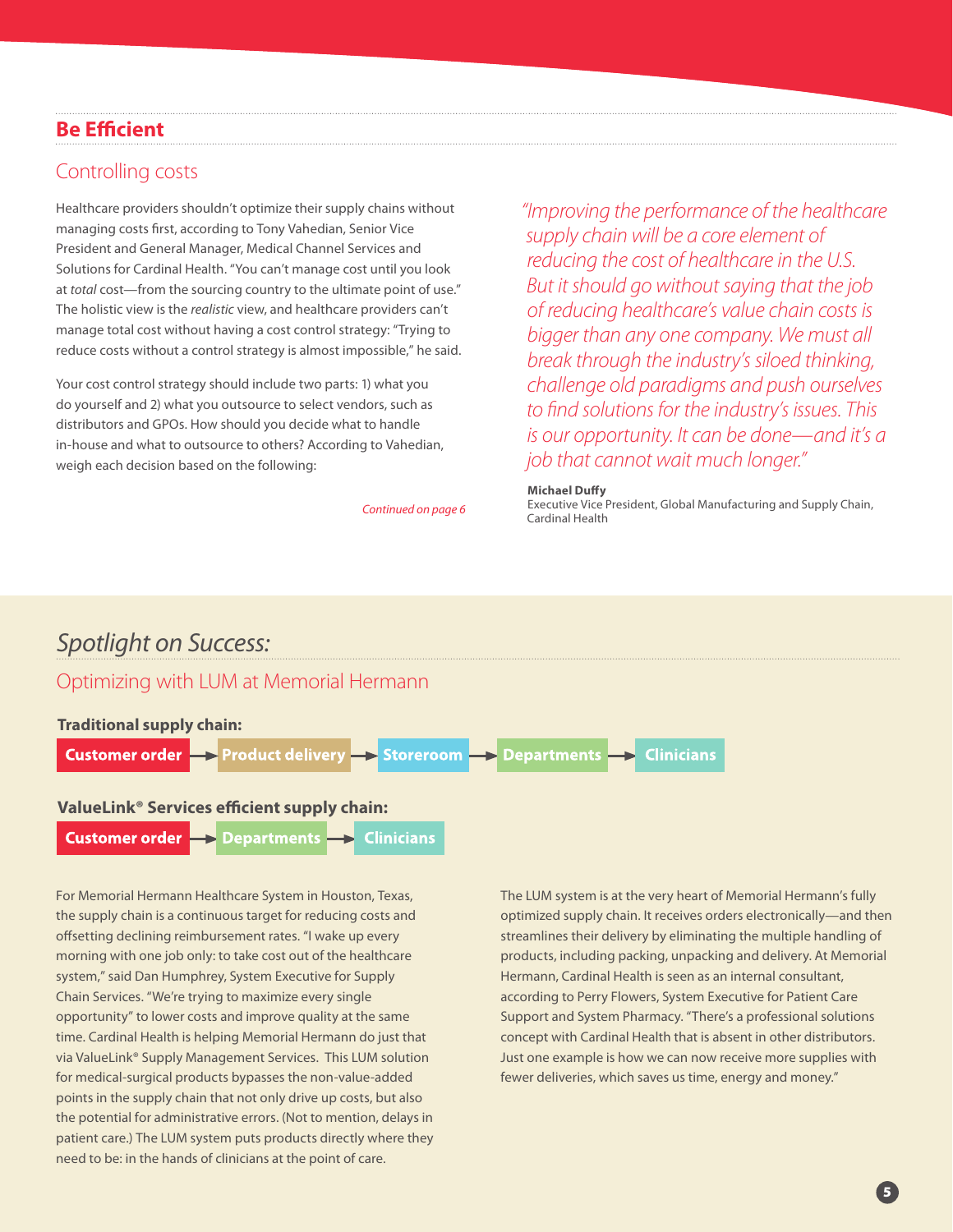## Be Efficient

### Controlling costs

Healthcare providers shouldn't optimize their supply chains without managing costs first, according to Tony Vahedian, Senior Vice President and General Manager, Medical Channel Services and Solutions for Cardinal Health. "You can't manage cost until you look at *total* cost—from the sourcing country to the ultimate point of use." The holistic view is the *realistic* view, and healthcare providers can't manage total cost without having a cost control strategy: "Trying to reduce costs without a control strategy is almost impossible," he said.

Your cost control strategy should include two parts: 1) what you do yourself and 2) what you outsource to select vendors, such as distributors and GPOs. How should you decide what to handle in-house and what to outsource to others? According to Vahedian, weigh each decision based on the following:

*Continued on page 6*

> *"Improving the performance of the healthcare supply chain will be a core element of reducing the cost of healthcare in the U.S. But it should go without saying that the job of reducing healthcare's value chain costs is bigger than any one company. We must all break through the industry's siloed thinking, challenge old paradigms and push ourselves to find solutions for the industry's issues. This is our opportunity. It can be done—and it's a job that cannot wait much longer."*
>
> **Michael Duffy**
> Executive Vice President, Global Manufacturing and Supply Chain, Cardinal Health

## *Spotlight on Success:*

### Optimizing with LUM at Memorial Hermann

**Traditional supply chain:**

Customer order → Product delivery → Storeroom → Departments → Clinicians

**ValueLink® Services efficient supply chain:**

Customer order → Departments → Clinicians

For Memorial Hermann Healthcare System in Houston, Texas, the supply chain is a continuous target for reducing costs and offsetting declining reimbursement rates. "I wake up every morning with one job only: to take cost out of the healthcare system," said Dan Humphrey, System Executive for Supply Chain Services. "We're trying to maximize every single opportunity" to lower costs and improve quality at the same time. Cardinal Health is helping Memorial Hermann do just that via ValueLink® Supply Management Services. This LUM solution for medical-surgical products bypasses the non-value-added points in the supply chain that not only drive up costs, but also the potential for administrative errors. (Not to mention, delays in patient care.) The LUM system puts products directly where they need to be: in the hands of clinicians at the point of care.

The LUM system is at the very heart of Memorial Hermann's fully optimized supply chain. It receives orders electronically—and then streamlines their delivery by eliminating the multiple handling of products, including packing, unpacking and delivery. At Memorial Hermann, Cardinal Health is seen as an internal consultant, according to Perry Flowers, System Executive for Patient Care Support and System Pharmacy. "There's a professional solutions concept with Cardinal Health that is absent in other distributors. Just one example is how we can now receive more supplies with fewer deliveries, which saves us time, energy and money."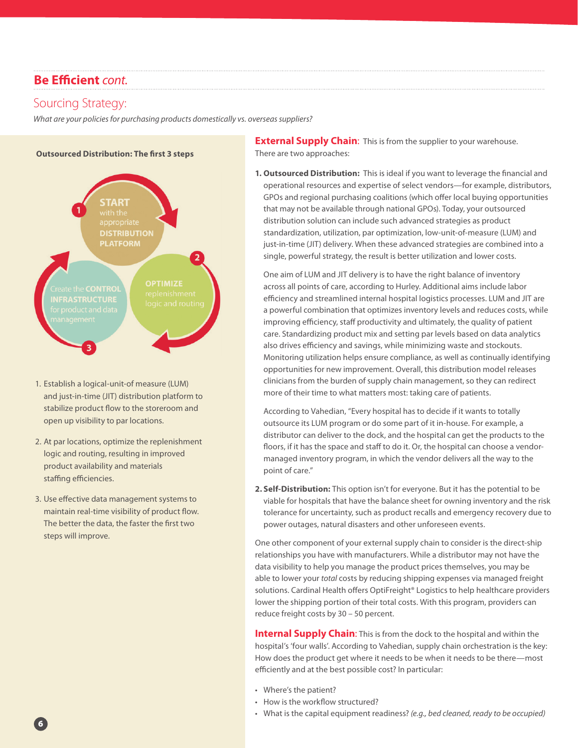## Be Efficient *cont.*

### Sourcing Strategy:

*What are your policies for purchasing products domestically vs. overseas suppliers?*

**Outsourced Distribution: The first 3 steps**

1 START with the appropriate DISTRIBUTION PLATFORM

2 OPTIMIZE replenishment logic and routing

3 Create the CONTROL INFRASTRUCTURE for product and data management

1. Establish a logical-unit-of measure (LUM) and just-in-time (JIT) distribution platform to stabilize product flow to the storeroom and open up visibility to par locations.
2. At par locations, optimize the replenishment logic and routing, resulting in improved product availability and materials staffing efficiencies.
3. Use effective data management systems to maintain real-time visibility of product flow. The better the data, the faster the first two steps will improve.

**External Supply Chain**: This is from the supplier to your warehouse. There are two approaches:

1. **Outsourced Distribution:** This is ideal if you want to leverage the financial and operational resources and expertise of select vendors—for example, distributors, GPOs and regional purchasing coalitions (which offer local buying opportunities that may not be available through national GPOs). Today, your outsourced distribution solution can include such advanced strategies as product standardization, utilization, par optimization, low-unit-of-measure (LUM) and just-in-time (JIT) delivery. When these advanced strategies are combined into a single, powerful strategy, the result is better utilization and lower costs.

   One aim of LUM and JIT delivery is to have the right balance of inventory across all points of care, according to Hurley. Additional aims include labor efficiency and streamlined internal hospital logistics processes. LUM and JIT are a powerful combination that optimizes inventory levels and reduces costs, while improving efficiency, staff productivity and ultimately, the quality of patient care. Standardizing product mix and setting par levels based on data analytics also drives efficiency and savings, while minimizing waste and stockouts. Monitoring utilization helps ensure compliance, as well as continually identifying opportunities for new improvement. Overall, this distribution model releases clinicians from the burden of supply chain management, so they can redirect more of their time to what matters most: taking care of patients.

   According to Vahedian, "Every hospital has to decide if it wants to totally outsource its LUM program or do some part of it in-house. For example, a distributor can deliver to the dock, and the hospital can get the products to the floors, if it has the space and staff to do it. Or, the hospital can choose a vendor-managed inventory program, in which the vendor delivers all the way to the point of care."

2. **Self-Distribution:** This option isn't for everyone. But it has the potential to be viable for hospitals that have the balance sheet for owning inventory and the risk tolerance for uncertainty, such as product recalls and emergency recovery due to power outages, natural disasters and other unforeseen events.

One other component of your external supply chain to consider is the direct-ship relationships you have with manufacturers. While a distributor may not have the data visibility to help you manage the product prices themselves, you may be able to lower your *total* costs by reducing shipping expenses via managed freight solutions. Cardinal Health offers OptiFreight® Logistics to help healthcare providers lower the shipping portion of their total costs. With this program, providers can reduce freight costs by 30 – 50 percent.

**Internal Supply Chain**: This is from the dock to the hospital and within the hospital's 'four walls'. According to Vahedian, supply chain orchestration is the key: How does the product get where it needs to be when it needs to be there—most efficiently and at the best possible cost? In particular:

- Where's the patient?
- How is the workflow structured?
- What is the capital equipment readiness? *(e.g., bed cleaned, ready to be occupied)*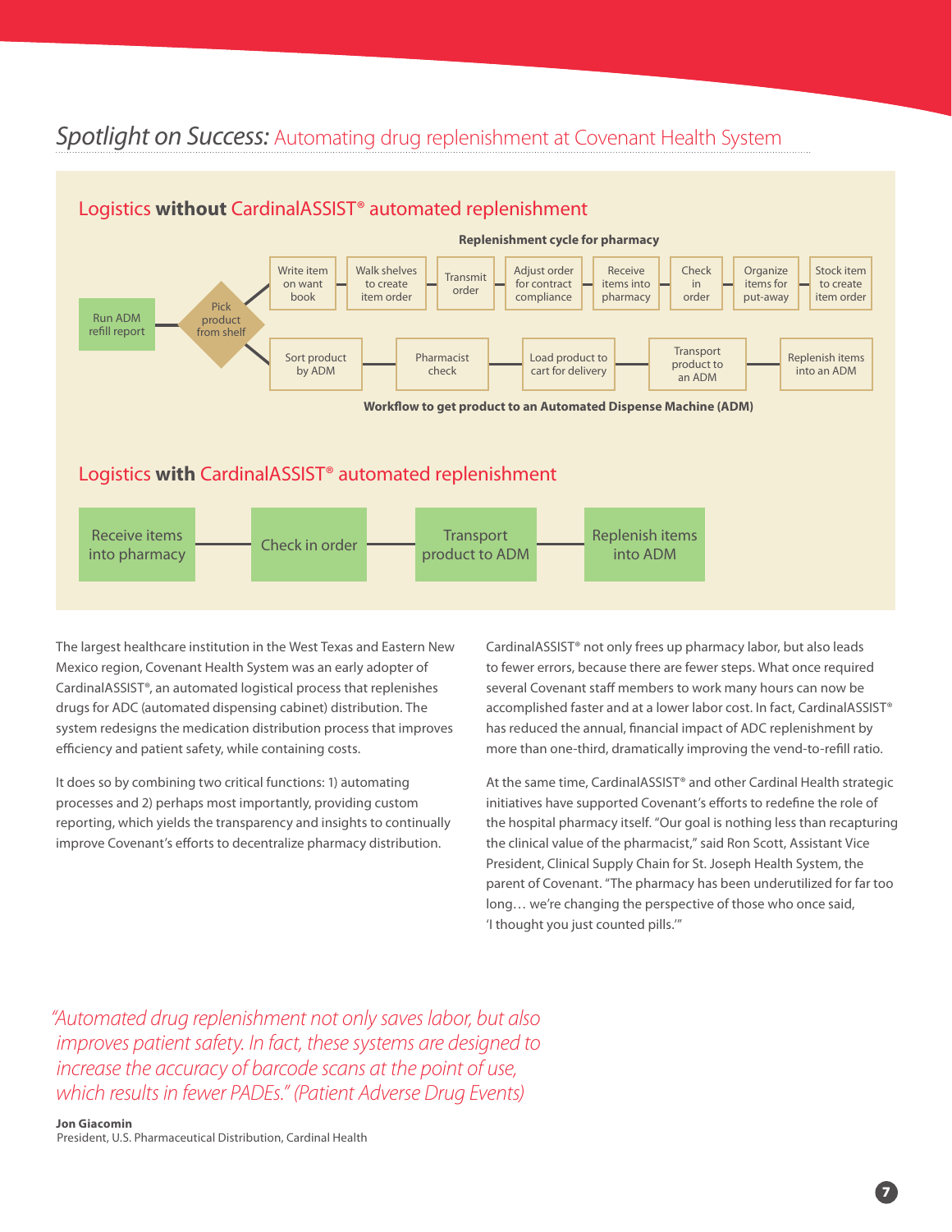## *Spotlight on Success:* Automating drug replenishment at Covenant Health System

### Logistics **without** CardinalASSIST® automated replenishment

**Replenishment cycle for pharmacy**

Run ADM refill report → Pick product from shelf

Write item on want book → Walk shelves to create item order → Transmit order → Adjust order for contract compliance → Receive items into pharmacy → Check in order → Organize items for put-away → Stock item to create item order

Sort product by ADM → Pharmacist check → Load product to cart for delivery → Transport product to an ADM → Replenish items into an ADM

**Workflow to get product to an Automated Dispense Machine (ADM)**

### Logistics **with** CardinalASSIST® automated replenishment

Receive items into pharmacy → Check in order → Transport product to ADM → Replenish items into ADM

The largest healthcare institution in the West Texas and Eastern New Mexico region, Covenant Health System was an early adopter of CardinalASSIST®, an automated logistical process that replenishes drugs for ADC (automated dispensing cabinet) distribution. The system redesigns the medication distribution process that improves efficiency and patient safety, while containing costs.

It does so by combining two critical functions: 1) automating processes and 2) perhaps most importantly, providing custom reporting, which yields the transparency and insights to continually improve Covenant's efforts to decentralize pharmacy distribution.

CardinalASSIST® not only frees up pharmacy labor, but also leads to fewer errors, because there are fewer steps. What once required several Covenant staff members to work many hours can now be accomplished faster and at a lower labor cost. In fact, CardinalASSIST® has reduced the annual, financial impact of ADC replenishment by more than one-third, dramatically improving the vend-to-refill ratio.

At the same time, CardinalASSIST® and other Cardinal Health strategic initiatives have supported Covenant's efforts to redefine the role of the hospital pharmacy itself. "Our goal is nothing less than recapturing the clinical value of the pharmacist," said Ron Scott, Assistant Vice President, Clinical Supply Chain for St. Joseph Health System, the parent of Covenant. "The pharmacy has been underutilized for far too long… we're changing the perspective of those who once said, 'I thought you just counted pills.'"

*"Automated drug replenishment not only saves labor, but also improves patient safety. In fact, these systems are designed to increase the accuracy of barcode scans at the point of use, which results in fewer PADEs." (Patient Adverse Drug Events)*

**Jon Giacomin**
President, U.S. Pharmaceutical Distribution, Cardinal Health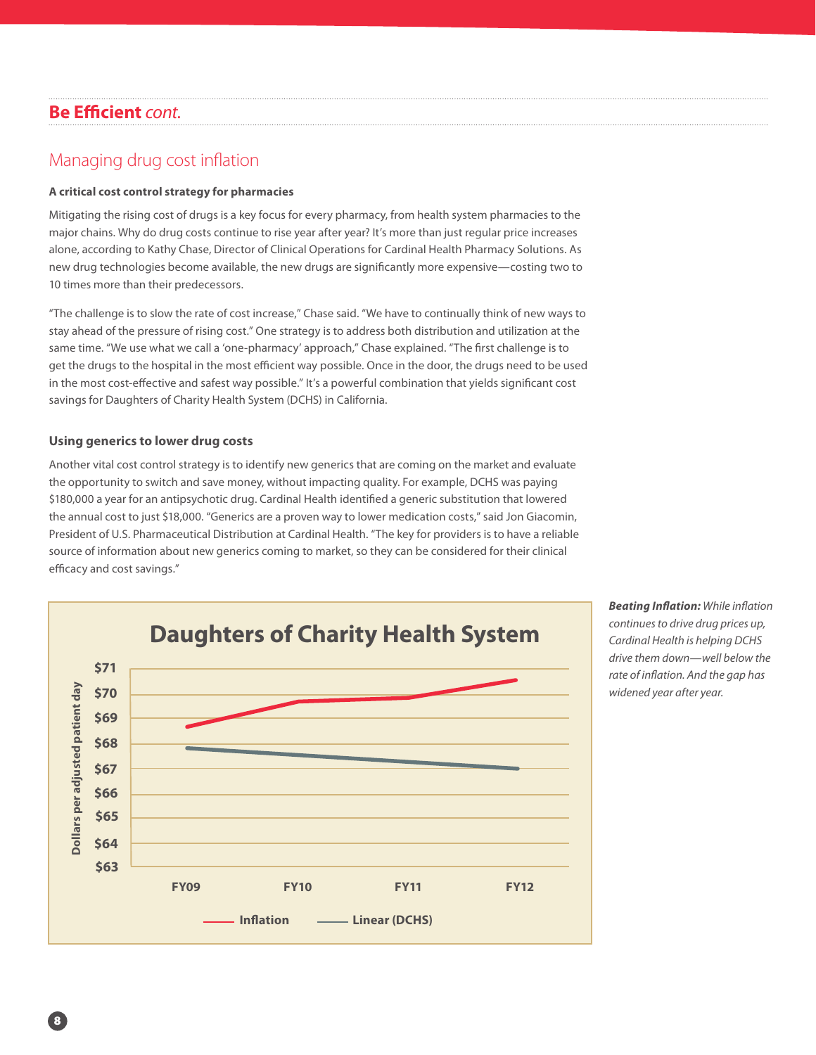## Be Efficient *cont.*

# Managing drug cost inflation

### A critical cost control strategy for pharmacies

Mitigating the rising cost of drugs is a key focus for every pharmacy, from health system pharmacies to the major chains. Why do drug costs continue to rise year after year? It's more than just regular price increases alone, according to Kathy Chase, Director of Clinical Operations for Cardinal Health Pharmacy Solutions. As new drug technologies become available, the new drugs are significantly more expensive—costing two to 10 times more than their predecessors.

"The challenge is to slow the rate of cost increase," Chase said. "We have to continually think of new ways to stay ahead of the pressure of rising cost." One strategy is to address both distribution and utilization at the same time. "We use what we call a 'one-pharmacy' approach," Chase explained. "The first challenge is to get the drugs to the hospital in the most efficient way possible. Once in the door, the drugs need to be used in the most cost-effective and safest way possible." It's a powerful combination that yields significant cost savings for Daughters of Charity Health System (DCHS) in California.

### Using generics to lower drug costs

Another vital cost control strategy is to identify new generics that are coming on the market and evaluate the opportunity to switch and save money, without impacting quality. For example, DCHS was paying $180,000 a year for an antipsychotic drug. Cardinal Health identified a generic substitution that lowered the annual cost to just $18,000. "Generics are a proven way to lower medication costs," said Jon Giacomin, President of U.S. Pharmaceutical Distribution at Cardinal Health. "The key for providers is to have a reliable source of information about new generics coming to market, so they can be considered for their clinical efficacy and cost savings."

**Daughters of Charity Health System**

Dollars per adjusted patient day: $63–$71

FY09, FY10, FY11, FY12

Inflation — Linear (DCHS)

***Beating Inflation:*** *While inflation continues to drive drug prices up, Cardinal Health is helping DCHS drive them down—well below the rate of inflation. And the gap has widened year after year.*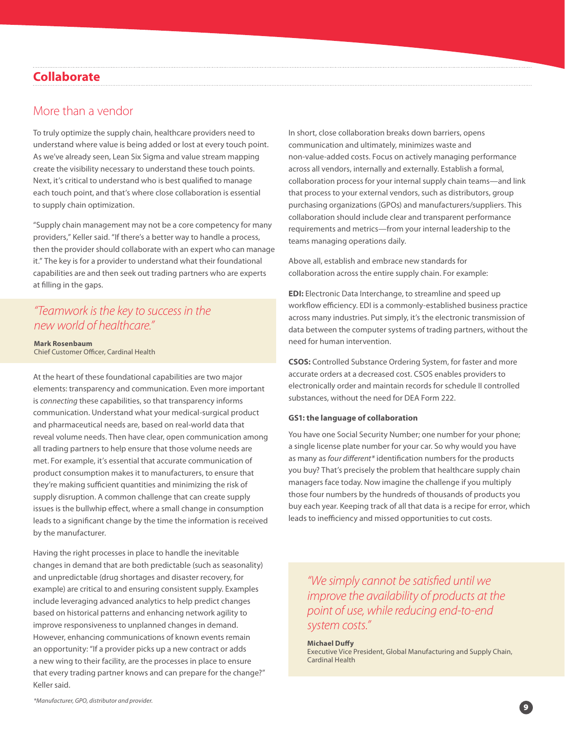# Collaborate

## More than a vendor

To truly optimize the supply chain, healthcare providers need to understand where value is being added or lost at every touch point. As we've already seen, Lean Six Sigma and value stream mapping create the visibility necessary to understand these touch points. Next, it's critical to understand who is best qualified to manage each touch point, and that's where close collaboration is essential to supply chain optimization.

"Supply chain management may not be a core competency for many providers," Keller said. "If there's a better way to handle a process, then the provider should collaborate with an expert who can manage it." The key is for a provider to understand what their foundational capabilities are and then seek out trading partners who are experts at filling in the gaps.

> *"Teamwork is the key to success in the new world of healthcare."*
>
> **Mark Rosenbaum**
> Chief Customer Officer, Cardinal Health

At the heart of these foundational capabilities are two major elements: transparency and communication. Even more important is *connecting* these capabilities, so that transparency informs communication. Understand what your medical-surgical product and pharmaceutical needs are, based on real-world data that reveal volume needs. Then have clear, open communication among all trading partners to help ensure that those volume needs are met. For example, it's essential that accurate communication of product consumption makes it to manufacturers, to ensure that they're making sufficient quantities and minimizing the risk of supply disruption. A common challenge that can create supply issues is the bullwhip effect, where a small change in consumption leads to a significant change by the time the information is received by the manufacturer.

Having the right processes in place to handle the inevitable changes in demand that are both predictable (such as seasonality) and unpredictable (drug shortages and disaster recovery, for example) are critical to and ensuring consistent supply. Examples include leveraging advanced analytics to help predict changes based on historical patterns and enhancing network agility to improve responsiveness to unplanned changes in demand. However, enhancing communications of known events remain an opportunity: "If a provider picks up a new contract or adds a new wing to their facility, are the processes in place to ensure that every trading partner knows and can prepare for the change?" Keller said.

In short, close collaboration breaks down barriers, opens communication and ultimately, minimizes waste and non-value-added costs. Focus on actively managing performance across all vendors, internally and externally. Establish a formal, collaboration process for your internal supply chain teams—and link that process to your external vendors, such as distributors, group purchasing organizations (GPOs) and manufacturers/suppliers. This collaboration should include clear and transparent performance requirements and metrics—from your internal leadership to the teams managing operations daily.

Above all, establish and embrace new standards for collaboration across the entire supply chain. For example:

**EDI:** Electronic Data Interchange, to streamline and speed up workflow efficiency. EDI is a commonly-established business practice across many industries. Put simply, it's the electronic transmission of data between the computer systems of trading partners, without the need for human intervention.

**CSOS:** Controlled Substance Ordering System, for faster and more accurate orders at a decreased cost. CSOS enables providers to electronically order and maintain records for schedule II controlled substances, without the need for DEA Form 222.

**GS1: the language of collaboration**

You have one Social Security Number; one number for your phone; a single license plate number for your car. So why would you have as many as *four different** identification numbers for the products you buy? That's precisely the problem that healthcare supply chain managers face today. Now imagine the challenge if you multiply those four numbers by the hundreds of thousands of products you buy each year. Keeping track of all that data is a recipe for error, which leads to inefficiency and missed opportunities to cut costs.

> *"We simply cannot be satisfied until we improve the availability of products at the point of use, while reducing end-to-end system costs."*
>
> **Michael Duffy**
> Executive Vice President, Global Manufacturing and Supply Chain, Cardinal Health

*\*Manufacturer, GPO, distributor and provider.*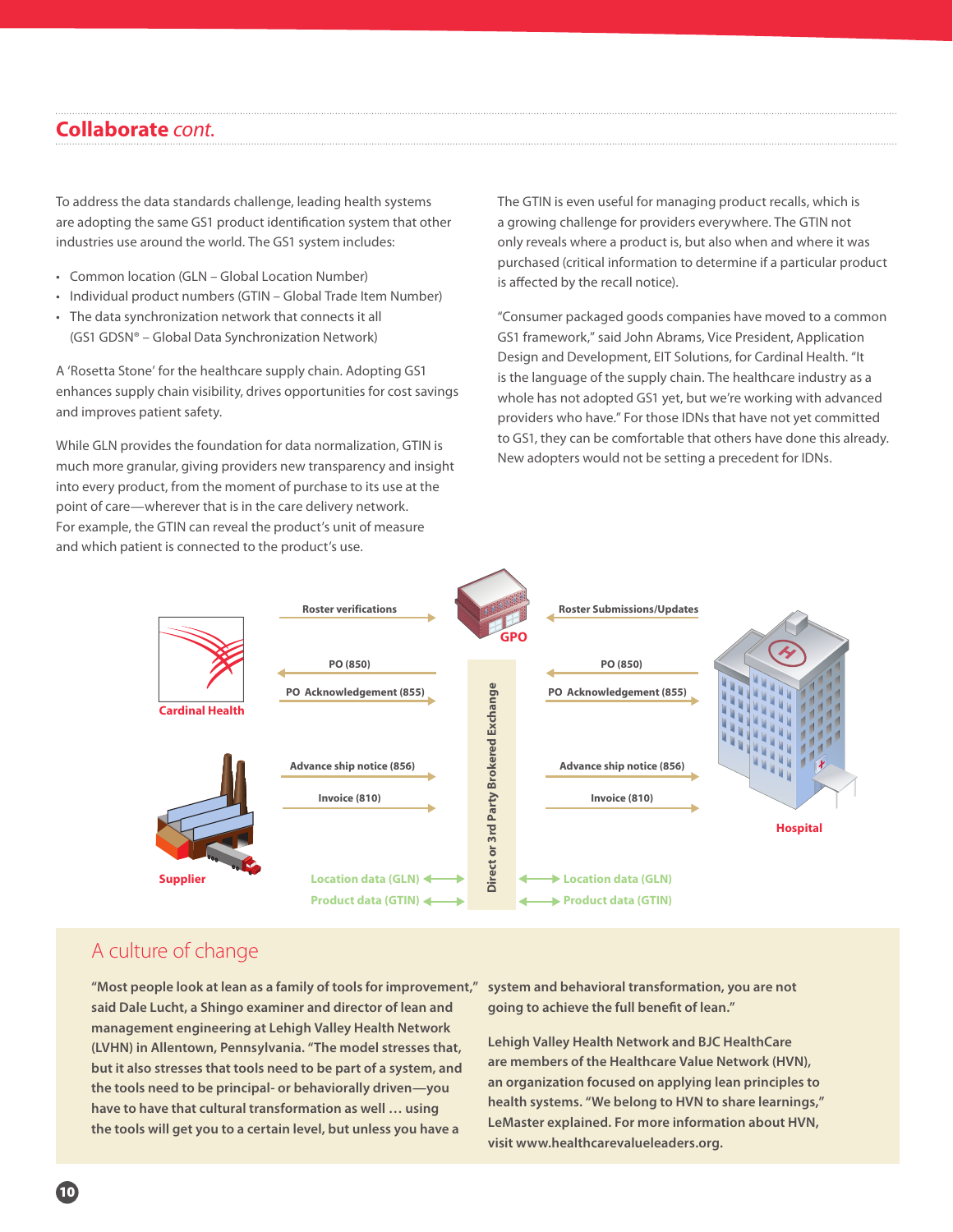## Collaborate *cont.*

To address the data standards challenge, leading health systems are adopting the same GS1 product identification system that other industries use around the world. The GS1 system includes:

- Common location (GLN – Global Location Number)
- Individual product numbers (GTIN – Global Trade Item Number)
- The data synchronization network that connects it all (GS1 GDSN® – Global Data Synchronization Network)

A 'Rosetta Stone' for the healthcare supply chain. Adopting GS1 enhances supply chain visibility, drives opportunities for cost savings and improves patient safety.

While GLN provides the foundation for data normalization, GTIN is much more granular, giving providers new transparency and insight into every product, from the moment of purchase to its use at the point of care—wherever that is in the care delivery network. For example, the GTIN can reveal the product's unit of measure and which patient is connected to the product's use.

The GTIN is even useful for managing product recalls, which is a growing challenge for providers everywhere. The GTIN not only reveals where a product is, but also when and where it was purchased (critical information to determine if a particular product is affected by the recall notice).

"Consumer packaged goods companies have moved to a common GS1 framework," said John Abrams, Vice President, Application Design and Development, EIT Solutions, for Cardinal Health. "It is the language of the supply chain. The healthcare industry as a whole has not adopted GS1 yet, but we're working with advanced providers who have." For those IDNs that have not yet committed to GS1, they can be comfortable that others have done this already. New adopters would not be setting a precedent for IDNs.

Cardinal Health / Supplier — GPO — Direct or 3rd Party Brokered Exchange — Hospital

- Roster verifications
- Roster Submissions/Updates
- PO (850)
- PO Acknowledgement (855)
- Advance ship notice (856)
- Invoice (810)
- Location data (GLN)
- Product data (GTIN)

## A culture of change

**"Most people look at lean as a family of tools for improvement," said Dale Lucht, a Shingo examiner and director of lean and management engineering at Lehigh Valley Health Network (LVHN) in Allentown, Pennsylvania. "The model stresses that, but it also stresses that tools need to be part of a system, and the tools need to be principal- or behaviorally driven—you have to have that cultural transformation as well … using the tools will get you to a certain level, but unless you have a system and behavioral transformation, you are not going to achieve the full benefit of lean."**

**Lehigh Valley Health Network and BJC HealthCare are members of the Healthcare Value Network (HVN), an organization focused on applying lean principles to health systems. "We belong to HVN to share learnings," LeMaster explained. For more information about HVN, visit www.healthcarevalueleaders.org.**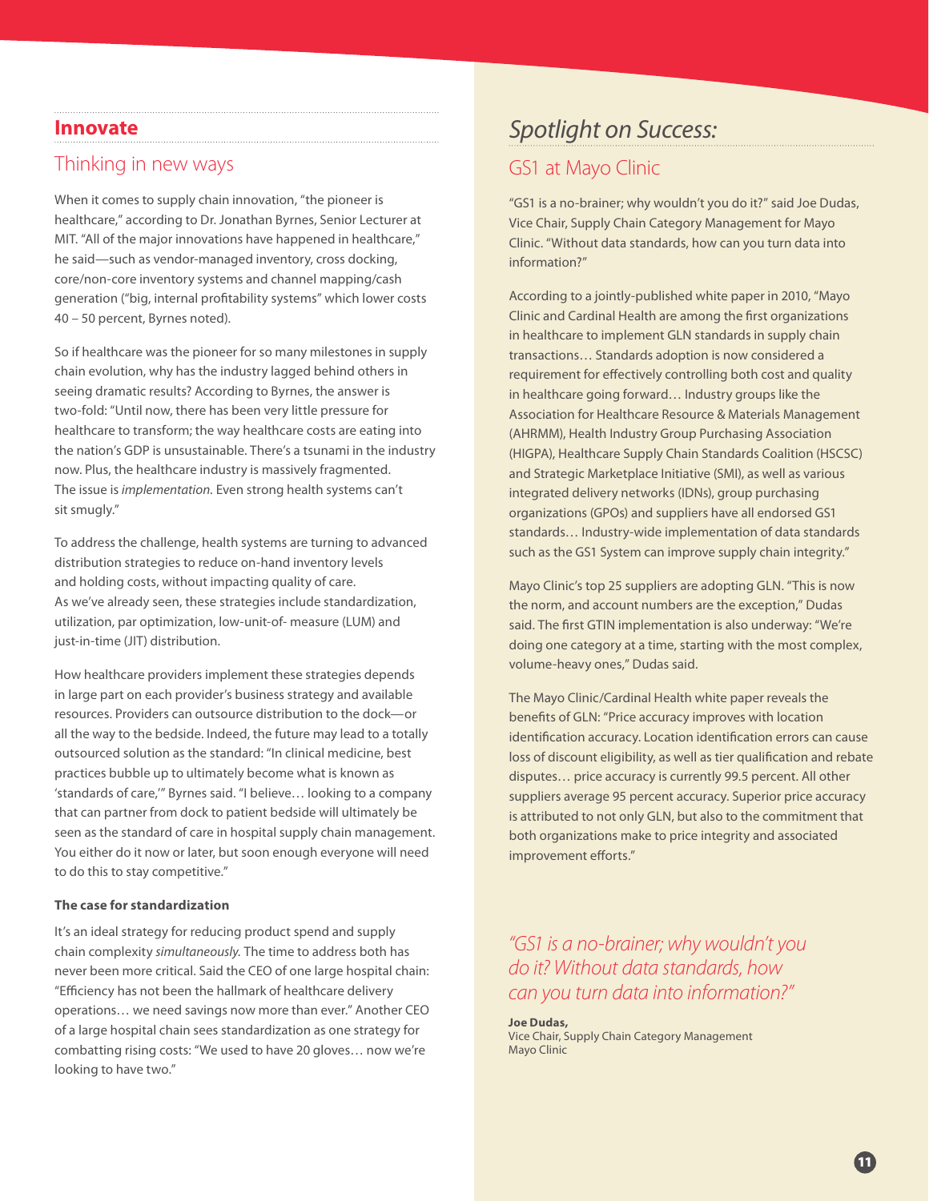## Innovate

### Thinking in new ways

When it comes to supply chain innovation, "the pioneer is healthcare," according to Dr. Jonathan Byrnes, Senior Lecturer at MIT. "All of the major innovations have happened in healthcare," he said—such as vendor-managed inventory, cross docking, core/non-core inventory systems and channel mapping/cash generation ("big, internal profitability systems" which lower costs 40 – 50 percent, Byrnes noted).

So if healthcare was the pioneer for so many milestones in supply chain evolution, why has the industry lagged behind others in seeing dramatic results? According to Byrnes, the answer is two-fold: "Until now, there has been very little pressure for healthcare to transform; the way healthcare costs are eating into the nation's GDP is unsustainable. There's a tsunami in the industry now. Plus, the healthcare industry is massively fragmented. The issue is *implementation*. Even strong health systems can't sit smugly."

To address the challenge, health systems are turning to advanced distribution strategies to reduce on-hand inventory levels and holding costs, without impacting quality of care. As we've already seen, these strategies include standardization, utilization, par optimization, low-unit-of- measure (LUM) and just-in-time (JIT) distribution.

How healthcare providers implement these strategies depends in large part on each provider's business strategy and available resources. Providers can outsource distribution to the dock—or all the way to the bedside. Indeed, the future may lead to a totally outsourced solution as the standard: "In clinical medicine, best practices bubble up to ultimately become what is known as 'standards of care,'" Byrnes said. "I believe… looking to a company that can partner from dock to patient bedside will ultimately be seen as the standard of care in hospital supply chain management. You either do it now or later, but soon enough everyone will need to do this to stay competitive."

**The case for standardization**

It's an ideal strategy for reducing product spend and supply chain complexity *simultaneously.* The time to address both has never been more critical. Said the CEO of one large hospital chain: "Efficiency has not been the hallmark of healthcare delivery operations… we need savings now more than ever." Another CEO of a large hospital chain sees standardization as one strategy for combatting rising costs: "We used to have 20 gloves… now we're looking to have two."

## *Spotlight on Success:*

### GS1 at Mayo Clinic

"GS1 is a no-brainer; why wouldn't you do it?" said Joe Dudas, Vice Chair, Supply Chain Category Management for Mayo Clinic. "Without data standards, how can you turn data into information?"

According to a jointly-published white paper in 2010, "Mayo Clinic and Cardinal Health are among the first organizations in healthcare to implement GLN standards in supply chain transactions… Standards adoption is now considered a requirement for effectively controlling both cost and quality in healthcare going forward… Industry groups like the Association for Healthcare Resource & Materials Management (AHRMM), Health Industry Group Purchasing Association (HIGPA), Healthcare Supply Chain Standards Coalition (HSCSC) and Strategic Marketplace Initiative (SMI), as well as various integrated delivery networks (IDNs), group purchasing organizations (GPOs) and suppliers have all endorsed GS1 standards… Industry-wide implementation of data standards such as the GS1 System can improve supply chain integrity."

Mayo Clinic's top 25 suppliers are adopting GLN. "This is now the norm, and account numbers are the exception," Dudas said. The first GTIN implementation is also underway: "We're doing one category at a time, starting with the most complex, volume-heavy ones," Dudas said.

The Mayo Clinic/Cardinal Health white paper reveals the benefits of GLN: "Price accuracy improves with location identification accuracy. Location identification errors can cause loss of discount eligibility, as well as tier qualification and rebate disputes… price accuracy is currently 99.5 percent. All other suppliers average 95 percent accuracy. Superior price accuracy is attributed to not only GLN, but also to the commitment that both organizations make to price integrity and associated improvement efforts."

*"GS1 is a no-brainer; why wouldn't you do it? Without data standards, how can you turn data into information?"*

**Joe Dudas,**
Vice Chair, Supply Chain Category Management
Mayo Clinic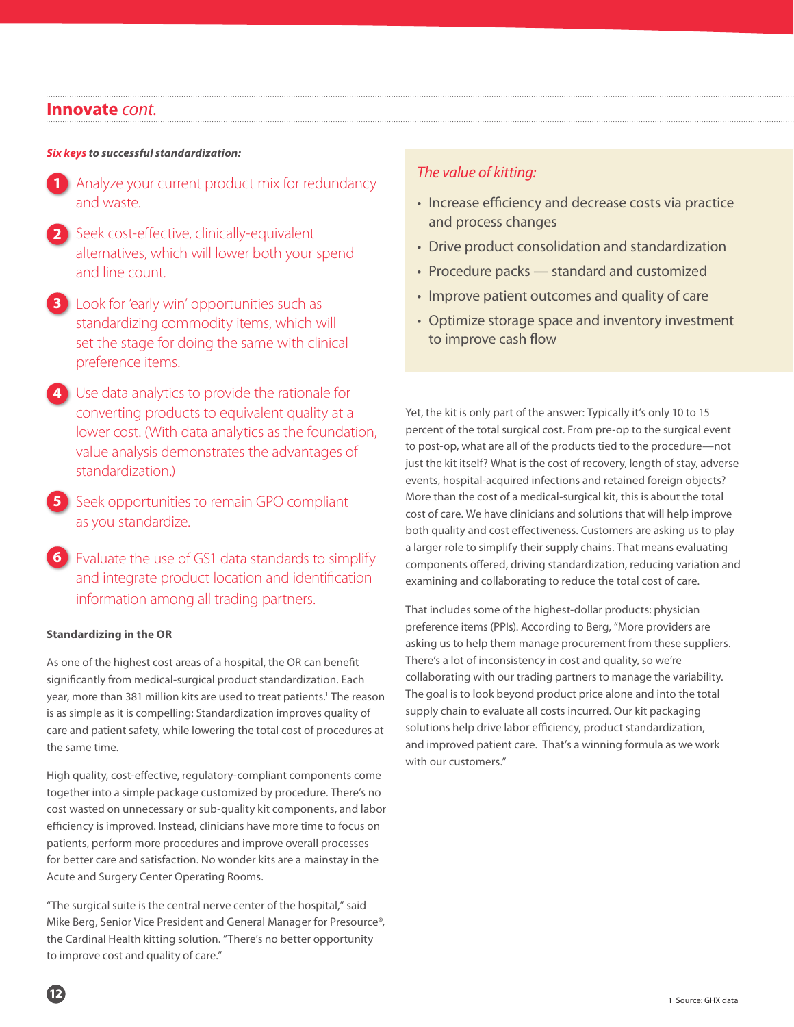## Innovate *cont.*

***Six keys** to successful standardization:*

1. Analyze your current product mix for redundancy and waste.
2. Seek cost-effective, clinically-equivalent alternatives, which will lower both your spend and line count.
3. Look for 'early win' opportunities such as standardizing commodity items, which will set the stage for doing the same with clinical preference items.
4. Use data analytics to provide the rationale for converting products to equivalent quality at a lower cost. (With data analytics as the foundation, value analysis demonstrates the advantages of standardization.)
5. Seek opportunities to remain GPO compliant as you standardize.
6. Evaluate the use of GS1 data standards to simplify and integrate product location and identification information among all trading partners.

### Standardizing in the OR

As one of the highest cost areas of a hospital, the OR can benefit significantly from medical-surgical product standardization. Each year, more than 381 million kits are used to treat patients.[1] The reason is as simple as it is compelling: Standardization improves quality of care and patient safety, while lowering the total cost of procedures at the same time.

High quality, cost-effective, regulatory-compliant components come together into a simple package customized by procedure. There's no cost wasted on unnecessary or sub-quality kit components, and labor efficiency is improved. Instead, clinicians have more time to focus on patients, perform more procedures and improve overall processes for better care and satisfaction. No wonder kits are a mainstay in the Acute and Surgery Center Operating Rooms.

"The surgical suite is the central nerve center of the hospital," said Mike Berg, Senior Vice President and General Manager for Presource®, the Cardinal Health kitting solution. "There's no better opportunity to improve cost and quality of care."

*The value of kitting:*

- Increase efficiency and decrease costs via practice and process changes
- Drive product consolidation and standardization
- Procedure packs — standard and customized
- Improve patient outcomes and quality of care
- Optimize storage space and inventory investment to improve cash flow

Yet, the kit is only part of the answer: Typically it's only 10 to 15 percent of the total surgical cost. From pre-op to the surgical event to post-op, what are all of the products tied to the procedure—not just the kit itself? What is the cost of recovery, length of stay, adverse events, hospital-acquired infections and retained foreign objects? More than the cost of a medical-surgical kit, this is about the total cost of care. We have clinicians and solutions that will help improve both quality and cost effectiveness. Customers are asking us to play a larger role to simplify their supply chains. That means evaluating components offered, driving standardization, reducing variation and examining and collaborating to reduce the total cost of care.

That includes some of the highest-dollar products: physician preference items (PPIs). According to Berg, "More providers are asking us to help them manage procurement from these suppliers. There's a lot of inconsistency in cost and quality, so we're collaborating with our trading partners to manage the variability. The goal is to look beyond product price alone and into the total supply chain to evaluate all costs incurred. Our kit packaging solutions help drive labor efficiency, product standardization, and improved patient care. That's a winning formula as we work with our customers."

1 Source: GHX data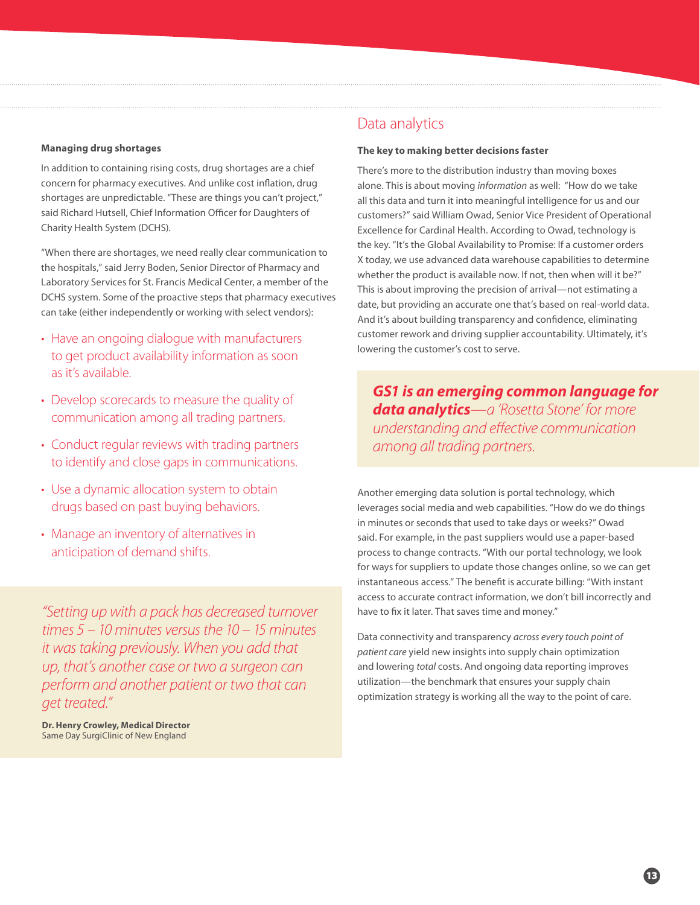### Managing drug shortages

In addition to containing rising costs, drug shortages are a chief concern for pharmacy executives. And unlike cost inflation, drug shortages are unpredictable. "These are things you can't project," said Richard Hutsell, Chief Information Officer for Daughters of Charity Health System (DCHS).

"When there are shortages, we need really clear communication to the hospitals," said Jerry Boden, Senior Director of Pharmacy and Laboratory Services for St. Francis Medical Center, a member of the DCHS system. Some of the proactive steps that pharmacy executives can take (either independently or working with select vendors):

- Have an ongoing dialogue with manufacturers to get product availability information as soon as it's available.
- Develop scorecards to measure the quality of communication among all trading partners.
- Conduct regular reviews with trading partners to identify and close gaps in communications.
- Use a dynamic allocation system to obtain drugs based on past buying behaviors.
- Manage an inventory of alternatives in anticipation of demand shifts.

> *"Setting up with a pack has decreased turnover times 5 – 10 minutes versus the 10 – 15 minutes it was taking previously. When you add that up, that's another case or two a surgeon can perform and another patient or two that can get treated."*
>
> **Dr. Henry Crowley, Medical Director**
> Same Day SurgiClinic of New England

## Data analytics

### The key to making better decisions faster

There's more to the distribution industry than moving boxes alone. This is about moving *information* as well: "How do we take all this data and turn it into meaningful intelligence for us and our customers?" said William Owad, Senior Vice President of Operational Excellence for Cardinal Health. According to Owad, technology is the key. "It's the Global Availability to Promise: If a customer orders X today, we use advanced data warehouse capabilities to determine whether the product is available now. If not, then when will it be?" This is about improving the precision of arrival—not estimating a date, but providing an accurate one that's based on real-world data. And it's about building transparency and confidence, eliminating customer rework and driving supplier accountability. Ultimately, it's lowering the customer's cost to serve.

> ***GS1 is an emerging common language for data analytics****—a 'Rosetta Stone' for more understanding and effective communication among all trading partners.*

Another emerging data solution is portal technology, which leverages social media and web capabilities. "How do we do things in minutes or seconds that used to take days or weeks?" Owad said. For example, in the past suppliers would use a paper-based process to change contracts. "With our portal technology, we look for ways for suppliers to update those changes online, so we can get instantaneous access." The benefit is accurate billing: "With instant access to accurate contract information, we don't bill incorrectly and have to fix it later. That saves time and money."

Data connectivity and transparency *across every touch point of patient care* yield new insights into supply chain optimization and lowering *total* costs. And ongoing data reporting improves utilization—the benchmark that ensures your supply chain optimization strategy is working all the way to the point of care.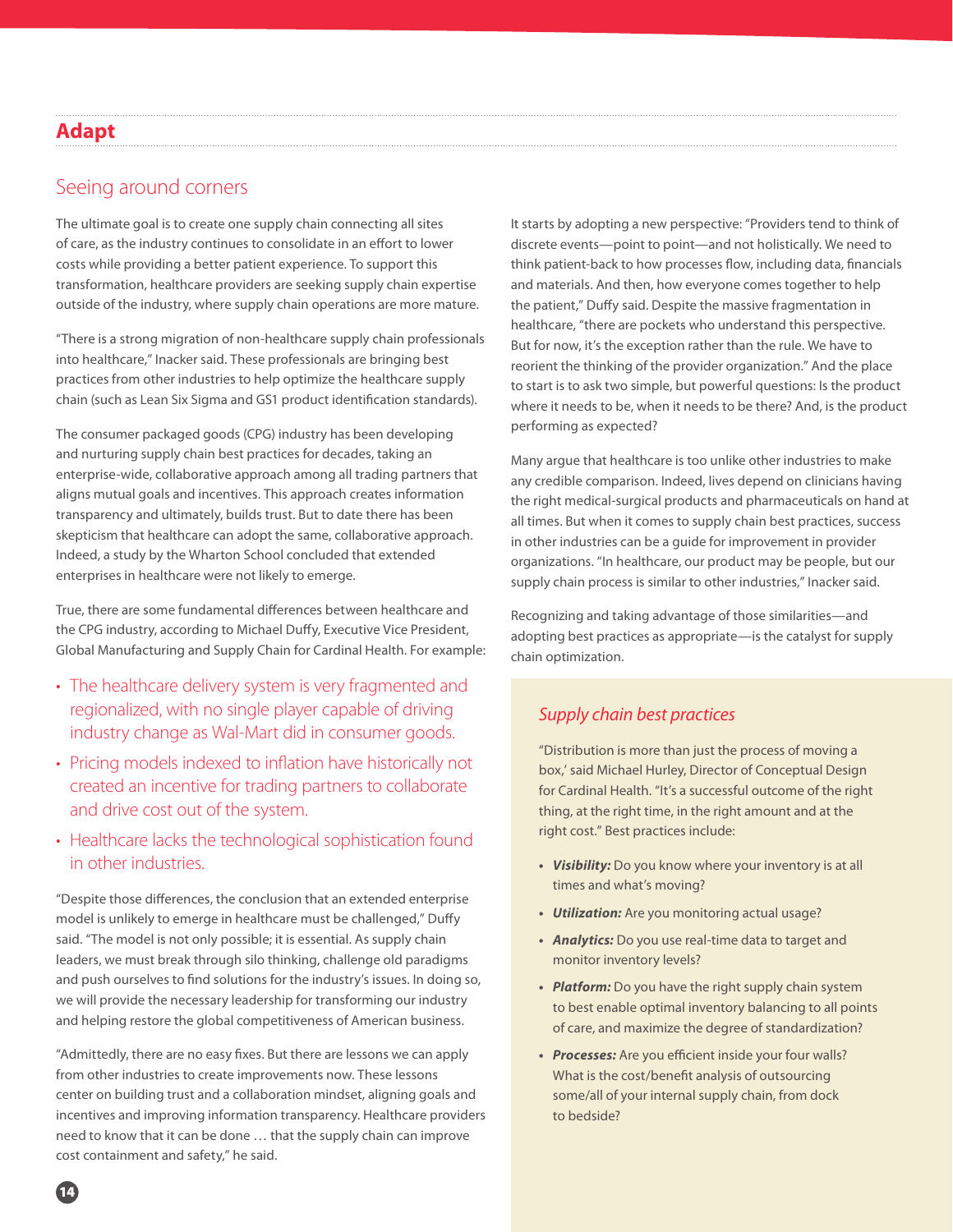## Adapt

### Seeing around corners

The ultimate goal is to create one supply chain connecting all sites of care, as the industry continues to consolidate in an effort to lower costs while providing a better patient experience. To support this transformation, healthcare providers are seeking supply chain expertise outside of the industry, where supply chain operations are more mature.

"There is a strong migration of non-healthcare supply chain professionals into healthcare," Inacker said. These professionals are bringing best practices from other industries to help optimize the healthcare supply chain (such as Lean Six Sigma and GS1 product identification standards).

The consumer packaged goods (CPG) industry has been developing and nurturing supply chain best practices for decades, taking an enterprise-wide, collaborative approach among all trading partners that aligns mutual goals and incentives. This approach creates information transparency and ultimately, builds trust. But to date there has been skepticism that healthcare can adopt the same, collaborative approach. Indeed, a study by the Wharton School concluded that extended enterprises in healthcare were not likely to emerge.

True, there are some fundamental differences between healthcare and the CPG industry, according to Michael Duffy, Executive Vice President, Global Manufacturing and Supply Chain for Cardinal Health. For example:

- The healthcare delivery system is very fragmented and regionalized, with no single player capable of driving industry change as Wal-Mart did in consumer goods.
- Pricing models indexed to inflation have historically not created an incentive for trading partners to collaborate and drive cost out of the system.
- Healthcare lacks the technological sophistication found in other industries.

"Despite those differences, the conclusion that an extended enterprise model is unlikely to emerge in healthcare must be challenged," Duffy said. "The model is not only possible; it is essential. As supply chain leaders, we must break through silo thinking, challenge old paradigms and push ourselves to find solutions for the industry's issues. In doing so, we will provide the necessary leadership for transforming our industry and helping restore the global competitiveness of American business.

"Admittedly, there are no easy fixes. But there are lessons we can apply from other industries to create improvements now. These lessons center on building trust and a collaboration mindset, aligning goals and incentives and improving information transparency. Healthcare providers need to know that it can be done … that the supply chain can improve cost containment and safety," he said.

It starts by adopting a new perspective: "Providers tend to think of discrete events—point to point—and not holistically. We need to think patient-back to how processes flow, including data, financials and materials. And then, how everyone comes together to help the patient," Duffy said. Despite the massive fragmentation in healthcare, "there are pockets who understand this perspective. But for now, it's the exception rather than the rule. We have to reorient the thinking of the provider organization." And the place to start is to ask two simple, but powerful questions: Is the product where it needs to be, when it needs to be there? And, is the product performing as expected?

Many argue that healthcare is too unlike other industries to make any credible comparison. Indeed, lives depend on clinicians having the right medical-surgical products and pharmaceuticals on hand at all times. But when it comes to supply chain best practices, success in other industries can be a guide for improvement in provider organizations. "In healthcare, our product may be people, but our supply chain process is similar to other industries," Inacker said.

Recognizing and taking advantage of those similarities—and adopting best practices as appropriate—is the catalyst for supply chain optimization.

### *Supply chain best practices*

"Distribution is more than just the process of moving a box,' said Michael Hurley, Director of Conceptual Design for Cardinal Health. "It's a successful outcome of the right thing, at the right time, in the right amount and at the right cost." Best practices include:

- ***Visibility:*** Do you know where your inventory is at all times and what's moving?
- ***Utilization:*** Are you monitoring actual usage?
- ***Analytics:*** Do you use real-time data to target and monitor inventory levels?
- ***Platform:*** Do you have the right supply chain system to best enable optimal inventory balancing to all points of care, and maximize the degree of standardization?
- ***Processes:*** Are you efficient inside your four walls? What is the cost/benefit analysis of outsourcing some/all of your internal supply chain, from dock to bedside?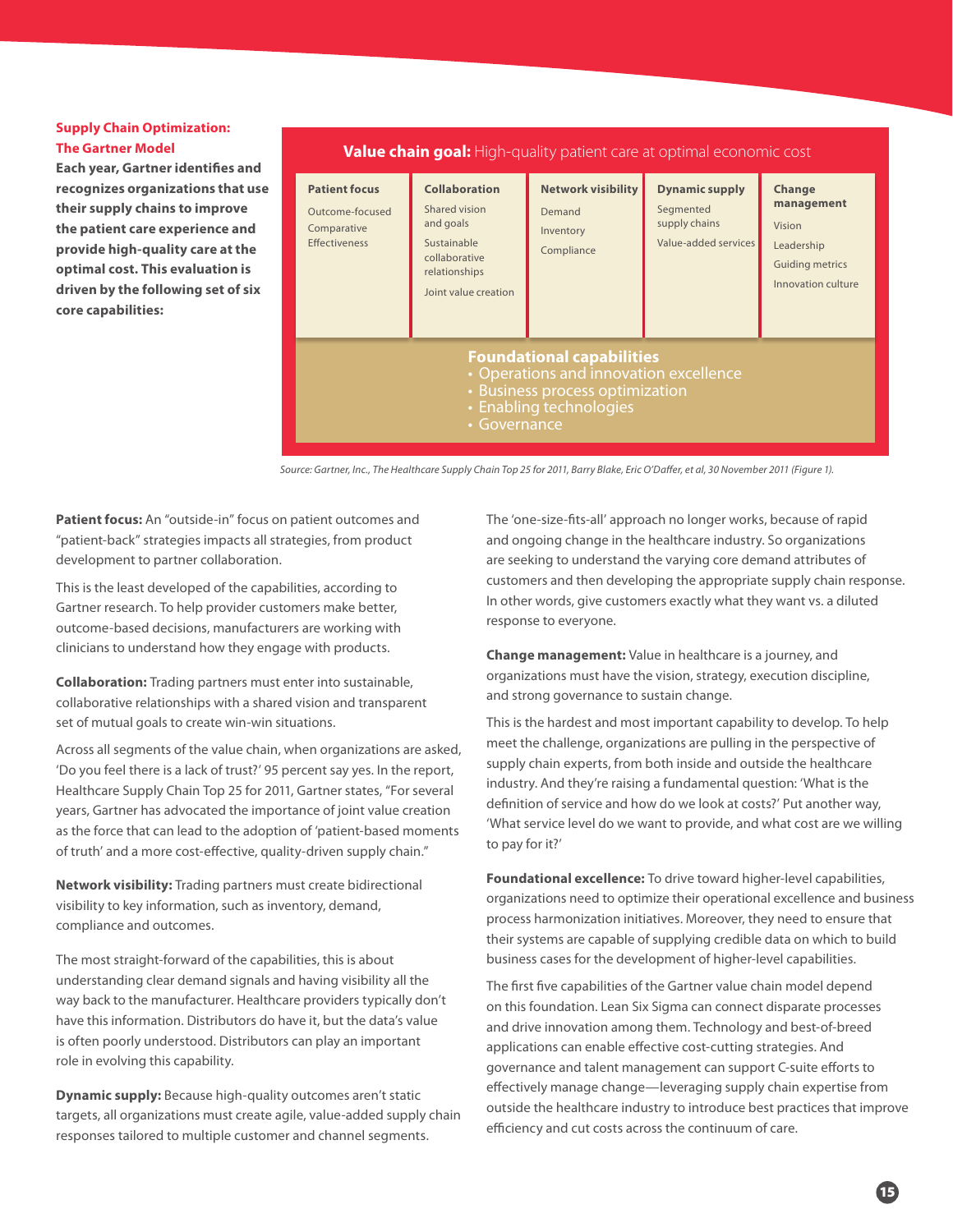## Supply Chain Optimization: The Gartner Model

**Each year, Gartner identifies and recognizes organizations that use their supply chains to improve the patient care experience and provide high-quality care at the optimal cost. This evaluation is driven by the following set of six core capabilities:**

**Value chain goal:** High-quality patient care at optimal economic cost

| Patient focus | Collaboration | Network visibility | Dynamic supply | Change management |
|---|---|---|---|---|
| Outcome-focused<br>Comparative Effectiveness | Shared vision and goals<br>Sustainable collaborative relationships<br>Joint value creation | Demand<br>Inventory<br>Compliance | Segmented supply chains<br>Value-added services | Vision<br>Leadership<br>Guiding metrics<br>Innovation culture |

**Foundational capabilities**
- Operations and innovation excellence
- Business process optimization
- Enabling technologies
- Governance

*Source: Gartner, Inc., The Healthcare Supply Chain Top 25 for 2011, Barry Blake, Eric O'Daffer, et al, 30 November 2011 (Figure 1).*

**Patient focus:** An "outside-in" focus on patient outcomes and "patient-back" strategies impacts all strategies, from product development to partner collaboration.

This is the least developed of the capabilities, according to Gartner research. To help provider customers make better, outcome-based decisions, manufacturers are working with clinicians to understand how they engage with products.

**Collaboration:** Trading partners must enter into sustainable, collaborative relationships with a shared vision and transparent set of mutual goals to create win-win situations.

Across all segments of the value chain, when organizations are asked, 'Do you feel there is a lack of trust?' 95 percent say yes. In the report, Healthcare Supply Chain Top 25 for 2011, Gartner states, "For several years, Gartner has advocated the importance of joint value creation as the force that can lead to the adoption of 'patient-based moments of truth' and a more cost-effective, quality-driven supply chain."

**Network visibility:** Trading partners must create bidirectional visibility to key information, such as inventory, demand, compliance and outcomes.

The most straight-forward of the capabilities, this is about understanding clear demand signals and having visibility all the way back to the manufacturer. Healthcare providers typically don't have this information. Distributors do have it, but the data's value is often poorly understood. Distributors can play an important role in evolving this capability.

**Dynamic supply:** Because high-quality outcomes aren't static targets, all organizations must create agile, value-added supply chain responses tailored to multiple customer and channel segments.

The 'one-size-fits-all' approach no longer works, because of rapid and ongoing change in the healthcare industry. So organizations are seeking to understand the varying core demand attributes of customers and then developing the appropriate supply chain response. In other words, give customers exactly what they want vs. a diluted response to everyone.

**Change management:** Value in healthcare is a journey, and organizations must have the vision, strategy, execution discipline, and strong governance to sustain change.

This is the hardest and most important capability to develop. To help meet the challenge, organizations are pulling in the perspective of supply chain experts, from both inside and outside the healthcare industry. And they're raising a fundamental question: 'What is the definition of service and how do we look at costs?' Put another way, 'What service level do we want to provide, and what cost are we willing to pay for it?'

**Foundational excellence:** To drive toward higher-level capabilities, organizations need to optimize their operational excellence and business process harmonization initiatives. Moreover, they need to ensure that their systems are capable of supplying credible data on which to build business cases for the development of higher-level capabilities.

The first five capabilities of the Gartner value chain model depend on this foundation. Lean Six Sigma can connect disparate processes and drive innovation among them. Technology and best-of-breed applications can enable effective cost-cutting strategies. And governance and talent management can support C-suite efforts to effectively manage change—leveraging supply chain expertise from outside the healthcare industry to introduce best practices that improve efficiency and cut costs across the continuum of care.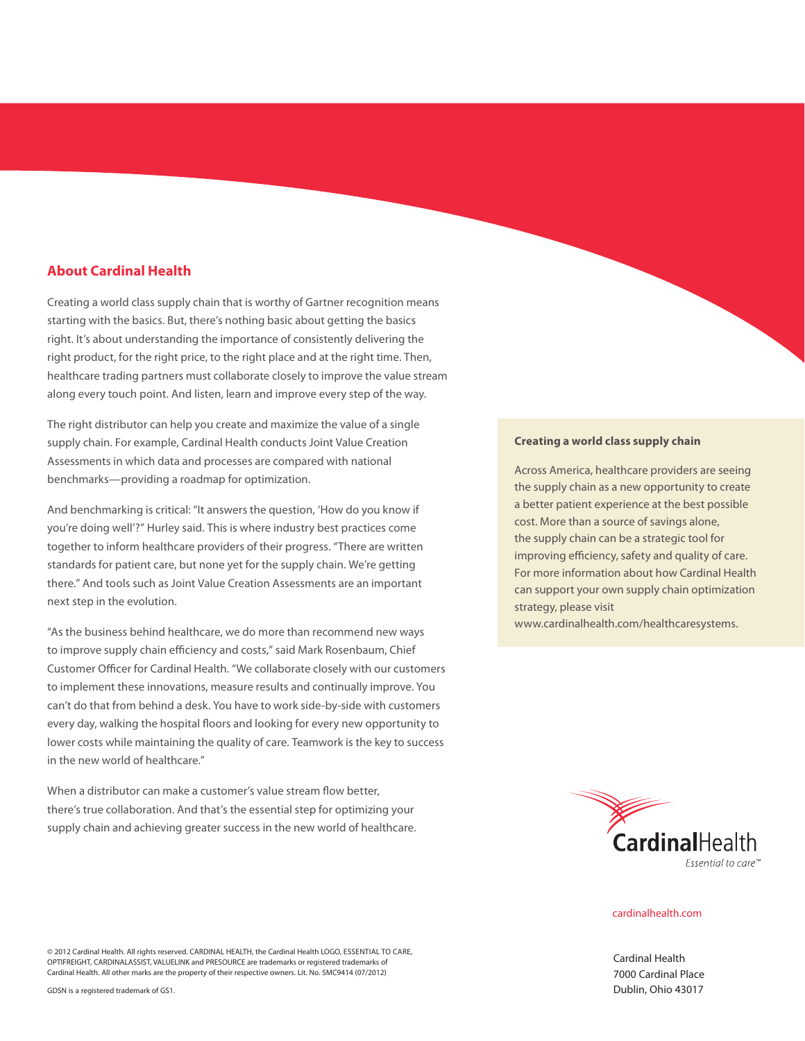## About Cardinal Health

Creating a world class supply chain that is worthy of Gartner recognition means starting with the basics. But, there's nothing basic about getting the basics right. It's about understanding the importance of consistently delivering the right product, for the right price, to the right place and at the right time. Then, healthcare trading partners must collaborate closely to improve the value stream along every touch point. And listen, learn and improve every step of the way.

The right distributor can help you create and maximize the value of a single supply chain. For example, Cardinal Health conducts Joint Value Creation Assessments in which data and processes are compared with national benchmarks—providing a roadmap for optimization.

And benchmarking is critical: "It answers the question, 'How do you know if you're doing well'?" Hurley said. This is where industry best practices come together to inform healthcare providers of their progress. "There are written standards for patient care, but none yet for the supply chain. We're getting there." And tools such as Joint Value Creation Assessments are an important next step in the evolution.

"As the business behind healthcare, we do more than recommend new ways to improve supply chain efficiency and costs," said Mark Rosenbaum, Chief Customer Officer for Cardinal Health. "We collaborate closely with our customers to implement these innovations, measure results and continually improve. You can't do that from behind a desk. You have to work side-by-side with customers every day, walking the hospital floors and looking for every new opportunity to lower costs while maintaining the quality of care. Teamwork is the key to success in the new world of healthcare."

When a distributor can make a customer's value stream flow better, there's true collaboration. And that's the essential step for optimizing your supply chain and achieving greater success in the new world of healthcare.

**Creating a world class supply chain**

Across America, healthcare providers are seeing the supply chain as a new opportunity to create a better patient experience at the best possible cost. More than a source of savings alone, the supply chain can be a strategic tool for improving efficiency, safety and quality of care. For more information about how Cardinal Health can support your own supply chain optimization strategy, please visit www.cardinalhealth.com/healthcaresystems.

CardinalHealth

*Essential to care*™

cardinalhealth.com

Cardinal Health
7000 Cardinal Place
Dublin, Ohio 43017

© 2012 Cardinal Health. All rights reserved. CARDINAL HEALTH, the Cardinal Health LOGO, ESSENTIAL TO CARE, OPTIFREIGHT, CARDINALASSIST, VALUELINK and PRESOURCE are trademarks or registered trademarks of Cardinal Health. All other marks are the property of their respective owners. Lit. No. 5MC9414 (07/2012)

GDSN is a registered trademark of GS1.